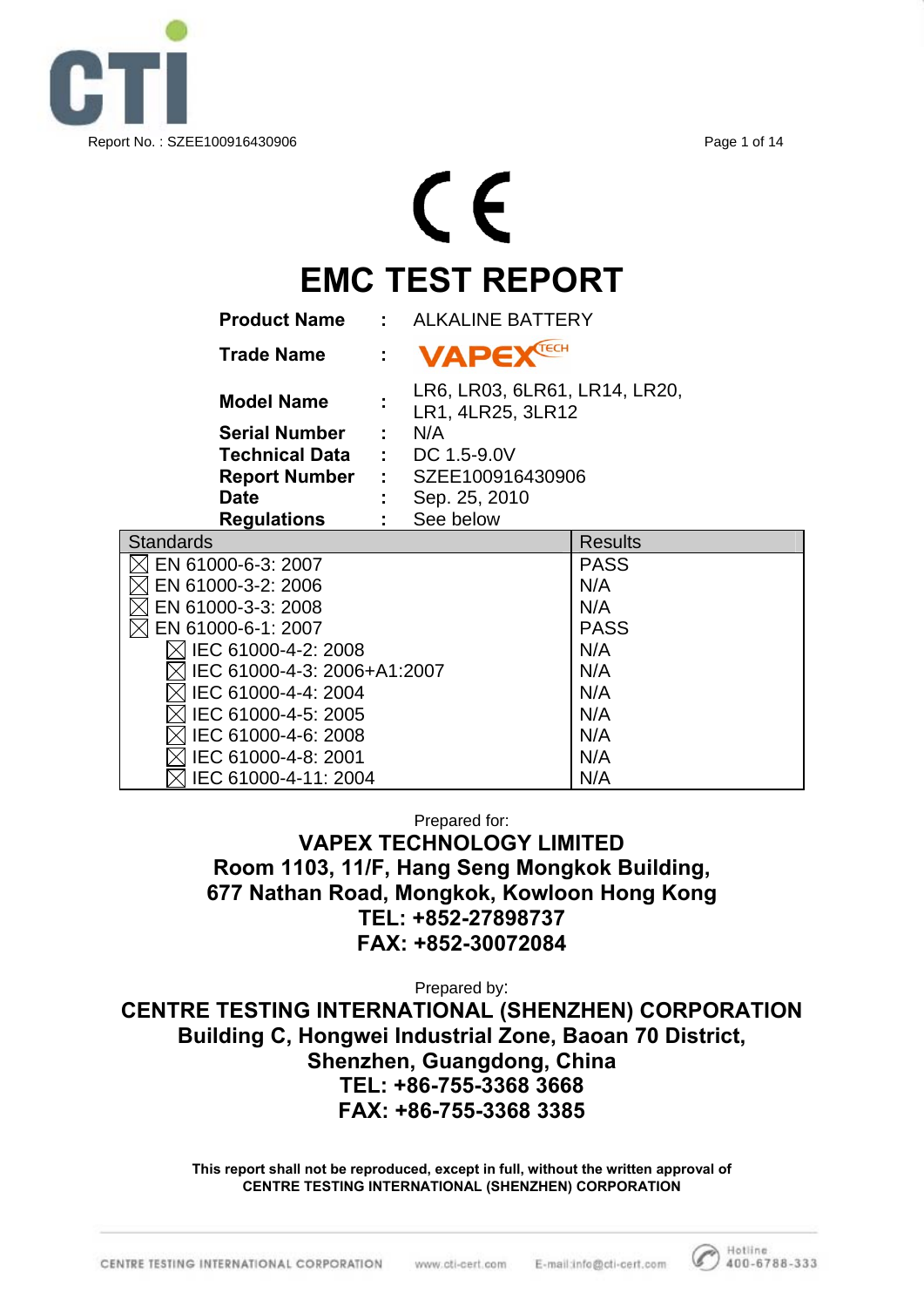Report No. : SZEE100916430906

CE

# EMC TEST REPORT

| | | |
|---|---|---|
| **Product Name** | : | ALKALINE BATTERY |
| **Trade Name** | : | VAPEX TECH |
| **Model Name** | : | LR6, LR03, 6LR61, LR14, LR20, LR1, 4LR25, 3LR12 |
| **Serial Number** | : | N/A |
| **Technical Data** | : | DC 1.5-9.0V |
| **Report Number** | : | SZEE100916430906 |
| **Date** | : | Sep. 25, 2010 |
| **Regulations** | : | See below |

| Standards | Results |
|---|---|
| ☒ EN 61000-6-3: 2007 | PASS |
| ☒ EN 61000-3-2: 2006 | N/A |
| ☒ EN 61000-3-3: 2008 | N/A |
| ☒ EN 61000-6-1: 2007 | PASS |
| ☒ IEC 61000-4-2: 2008 | N/A |
| ☒ IEC 61000-4-3: 2006+A1:2007 | N/A |
| ☒ IEC 61000-4-4: 2004 | N/A |
| ☒ IEC 61000-4-5: 2005 | N/A |
| ☒ IEC 61000-4-6: 2008 | N/A |
| ☒ IEC 61000-4-8: 2001 | N/A |
| ☒ IEC 61000-4-11: 2004 | N/A |

Prepared for:

**VAPEX TECHNOLOGY LIMITED**
**Room 1103, 11/F, Hang Seng Mongkok Building,**
**677 Nathan Road, Mongkok, Kowloon Hong Kong**
**TEL: +852-27898737**
**FAX: +852-30072084**

Prepared by:

**CENTRE TESTING INTERNATIONAL (SHENZHEN) CORPORATION**
**Building C, Hongwei Industrial Zone, Baoan 70 District,**
**Shenzhen, Guangdong, China**
**TEL: +86-755-3368 3668**
**FAX: +86-755-3368 3385**

**This report shall not be reproduced, except in full, without the written approval of CENTRE TESTING INTERNATIONAL (SHENZHEN) CORPORATION**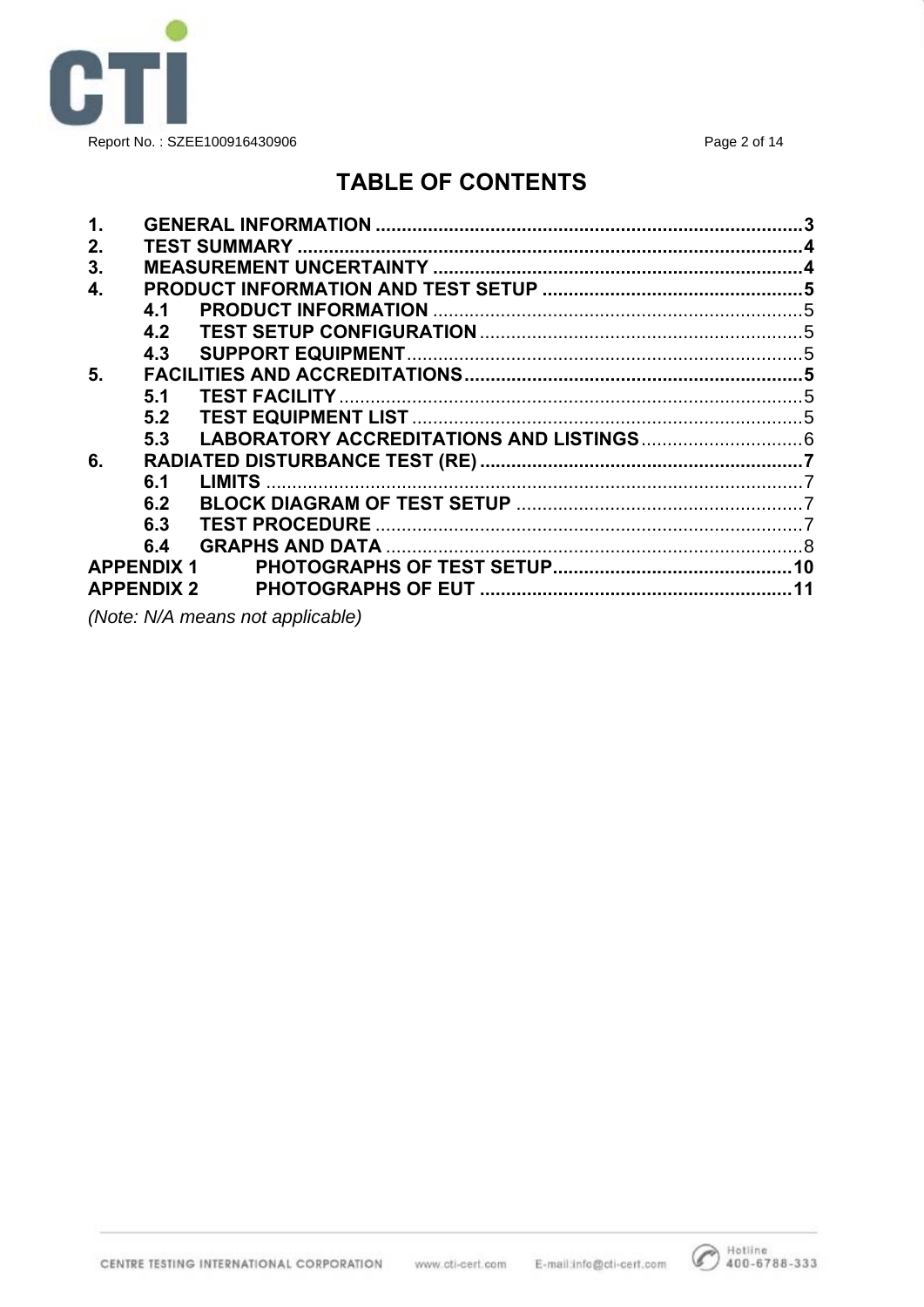# TABLE OF CONTENTS

**1. GENERAL INFORMATION** ..... **3**

**2. TEST SUMMARY** ..... **4**

**3. MEASUREMENT UNCERTAINTY** ..... **4**

**4. PRODUCT INFORMATION AND TEST SETUP** ..... **5**

- **4.1 PRODUCT INFORMATION** ..... 5
- **4.2 TEST SETUP CONFIGURATION** ..... 5
- **4.3 SUPPORT EQUIPMENT** ..... 5

**5. FACILITIES AND ACCREDITATIONS** ..... **5**

- **5.1 TEST FACILITY** ..... 5
- **5.2 TEST EQUIPMENT LIST** ..... 5
- **5.3 LABORATORY ACCREDITATIONS AND LISTINGS** ..... 6

**6. RADIATED DISTURBANCE TEST (RE)** ..... **7**

- **6.1 LIMITS** ..... 7
- **6.2 BLOCK DIAGRAM OF TEST SETUP** ..... 7
- **6.3 TEST PROCEDURE** ..... 7
- **6.4 GRAPHS AND DATA** ..... 8

**APPENDIX 1 PHOTOGRAPHS OF TEST SETUP** ..... **10**

**APPENDIX 2 PHOTOGRAPHS OF EUT** ..... **11**

*(Note: N/A means not applicable)*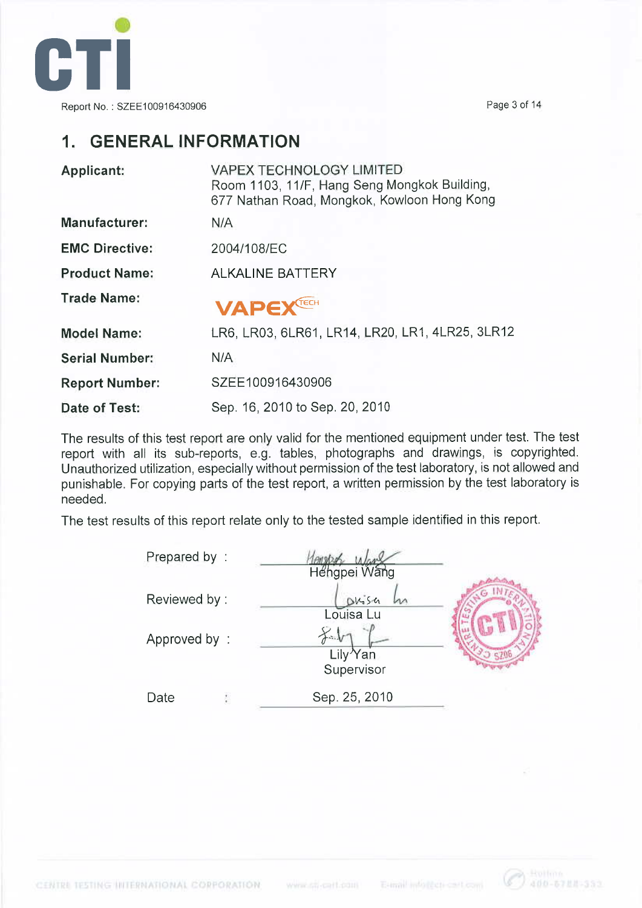# 1. GENERAL INFORMATION

| | |
|---|---|
| **Applicant:** | VAPEX TECHNOLOGY LIMITED<br>Room 1103, 11/F, Hang Seng Mongkok Building,<br>677 Nathan Road, Mongkok, Kowloon Hong Kong |
| **Manufacturer:** | N/A |
| **EMC Directive:** | 2004/108/EC |
| **Product Name:** | ALKALINE BATTERY |
| **Trade Name:** | VAPEX TECH |
| **Model Name:** | LR6, LR03, 6LR61, LR14, LR20, LR1, 4LR25, 3LR12 |
| **Serial Number:** | N/A |
| **Report Number:** | SZEE100916430906 |
| **Date of Test:** | Sep. 16, 2010 to Sep. 20, 2010 |

The results of this test report are only valid for the mentioned equipment under test. The test report with all its sub-reports, e.g. tables, photographs and drawings, is copyrighted. Unauthorized utilization, especially without permission of the test laboratory, is not allowed and punishable. For copying parts of the test report, a written permission by the test laboratory is needed.

The test results of this report relate only to the tested sample identified in this report.

Prepared by : Hengpei Wang

Reviewed by : Louisa Lu

Approved by : Lily Yan
Supervisor

Date : Sep. 25, 2010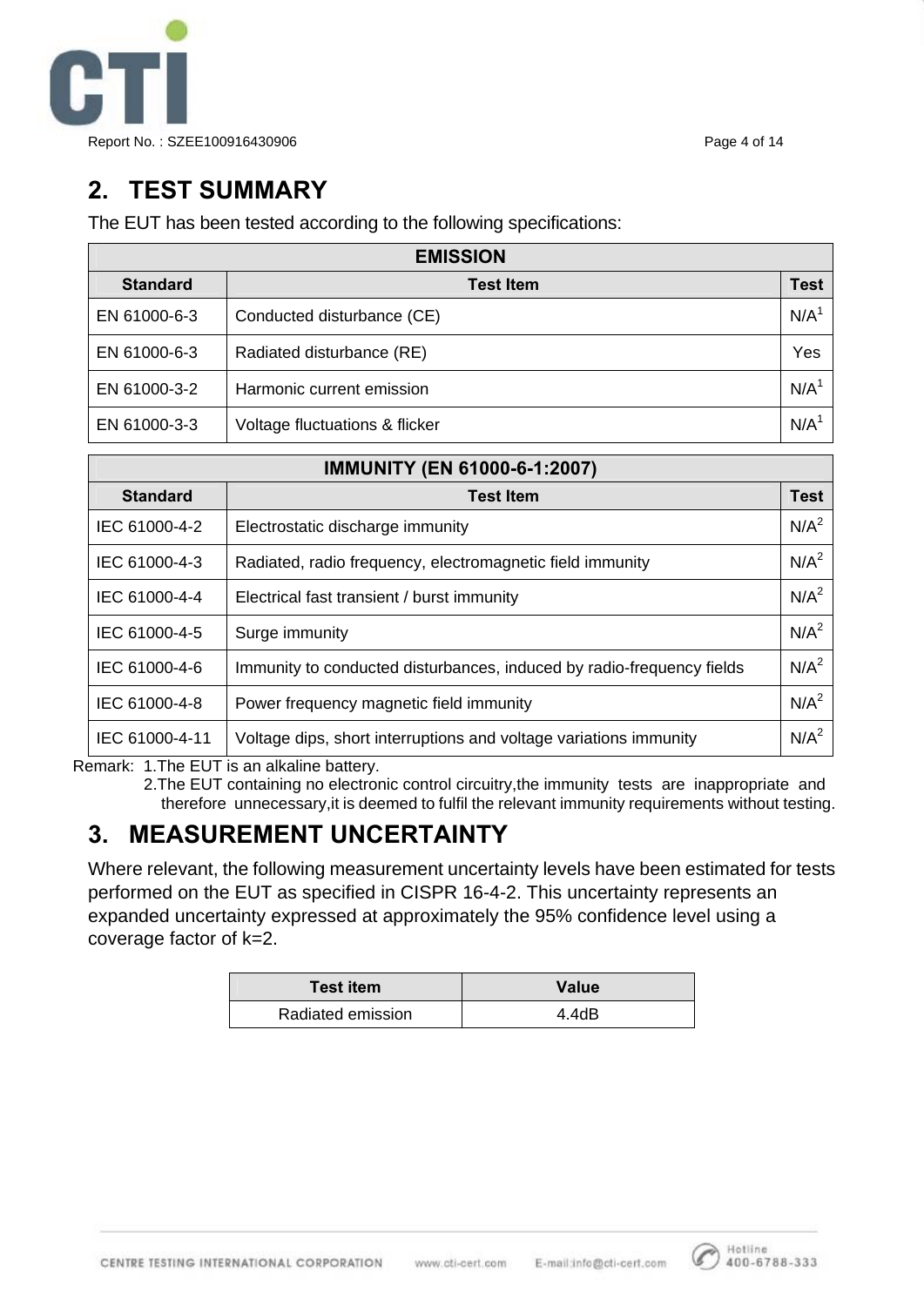## 2. TEST SUMMARY

The EUT has been tested according to the following specifications:

| EMISSION | | |
|---|---|---|
| **Standard** | **Test Item** | **Test** |
| EN 61000-6-3 | Conducted disturbance (CE) | N/A[1] |
| EN 61000-6-3 | Radiated disturbance (RE) | Yes |
| EN 61000-3-2 | Harmonic current emission | N/A[1] |
| EN 61000-3-3 | Voltage fluctuations & flicker | N/A[1] |

| IMMUNITY (EN 61000-6-1:2007) | | |
|---|---|---|
| **Standard** | **Test Item** | **Test** |
| IEC 61000-4-2 | Electrostatic discharge immunity | N/A[2] |
| IEC 61000-4-3 | Radiated, radio frequency, electromagnetic field immunity | N/A[2] |
| IEC 61000-4-4 | Electrical fast transient / burst immunity | N/A[2] |
| IEC 61000-4-5 | Surge immunity | N/A[2] |
| IEC 61000-4-6 | Immunity to conducted disturbances, induced by radio-frequency fields | N/A[2] |
| IEC 61000-4-8 | Power frequency magnetic field immunity | N/A[2] |
| IEC 61000-4-11 | Voltage dips, short interruptions and voltage variations immunity | N/A[2] |

Remark: 1.The EUT is an alkaline battery.
2.The EUT containing no electronic control circuitry,the immunity tests are inappropriate and therefore unnecessary,it is deemed to fulfil the relevant immunity requirements without testing.

## 3. MEASUREMENT UNCERTAINTY

Where relevant, the following measurement uncertainty levels have been estimated for tests performed on the EUT as specified in CISPR 16-4-2. This uncertainty represents an expanded uncertainty expressed at approximately the 95% confidence level using a coverage factor of k=2.

| Test item | Value |
|---|---|
| Radiated emission | 4.4dB |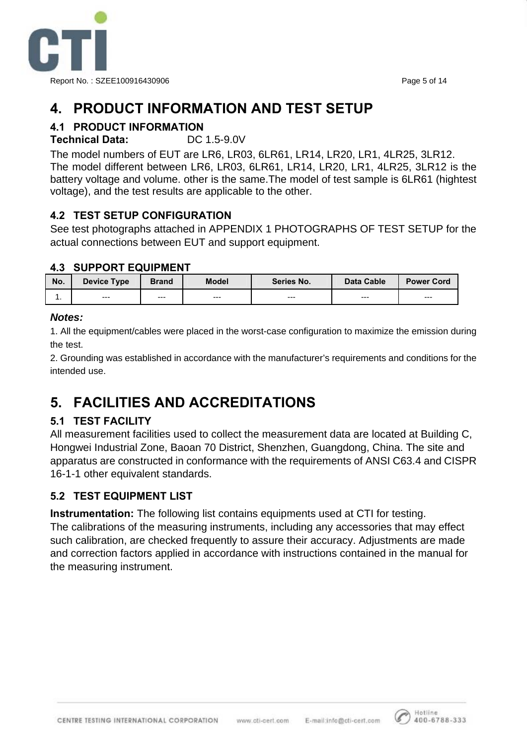# 4. PRODUCT INFORMATION AND TEST SETUP

## 4.1 PRODUCT INFORMATION

**Technical Data:** DC 1.5-9.0V

The model numbers of EUT are LR6, LR03, 6LR61, LR14, LR20, LR1, 4LR25, 3LR12.
The model different between LR6, LR03, 6LR61, LR14, LR20, LR1, 4LR25, 3LR12 is the battery voltage and volume. other is the same.The model of test sample is 6LR61 (hightest voltage), and the test results are applicable to the other.

## 4.2 TEST SETUP CONFIGURATION

See test photographs attached in APPENDIX 1 PHOTOGRAPHS OF TEST SETUP for the actual connections between EUT and support equipment.

## 4.3 SUPPORT EQUIPMENT

| No. | Device Type | Brand | Model | Series No. | Data Cable | Power Cord |
|---|---|---|---|---|---|---|
| 1. | --- | --- | --- | --- | --- | --- |

***Notes:***

1. All the equipment/cables were placed in the worst-case configuration to maximize the emission during the test.
2. Grounding was established in accordance with the manufacturer's requirements and conditions for the intended use.

# 5. FACILITIES AND ACCREDITATIONS

## 5.1 TEST FACILITY

All measurement facilities used to collect the measurement data are located at Building C, Hongwei Industrial Zone, Baoan 70 District, Shenzhen, Guangdong, China. The site and apparatus are constructed in conformance with the requirements of ANSI C63.4 and CISPR 16-1-1 other equivalent standards.

## 5.2 TEST EQUIPMENT LIST

**Instrumentation:** The following list contains equipments used at CTI for testing.
The calibrations of the measuring instruments, including any accessories that may effect such calibration, are checked frequently to assure their accuracy. Adjustments are made and correction factors applied in accordance with instructions contained in the manual for the measuring instrument.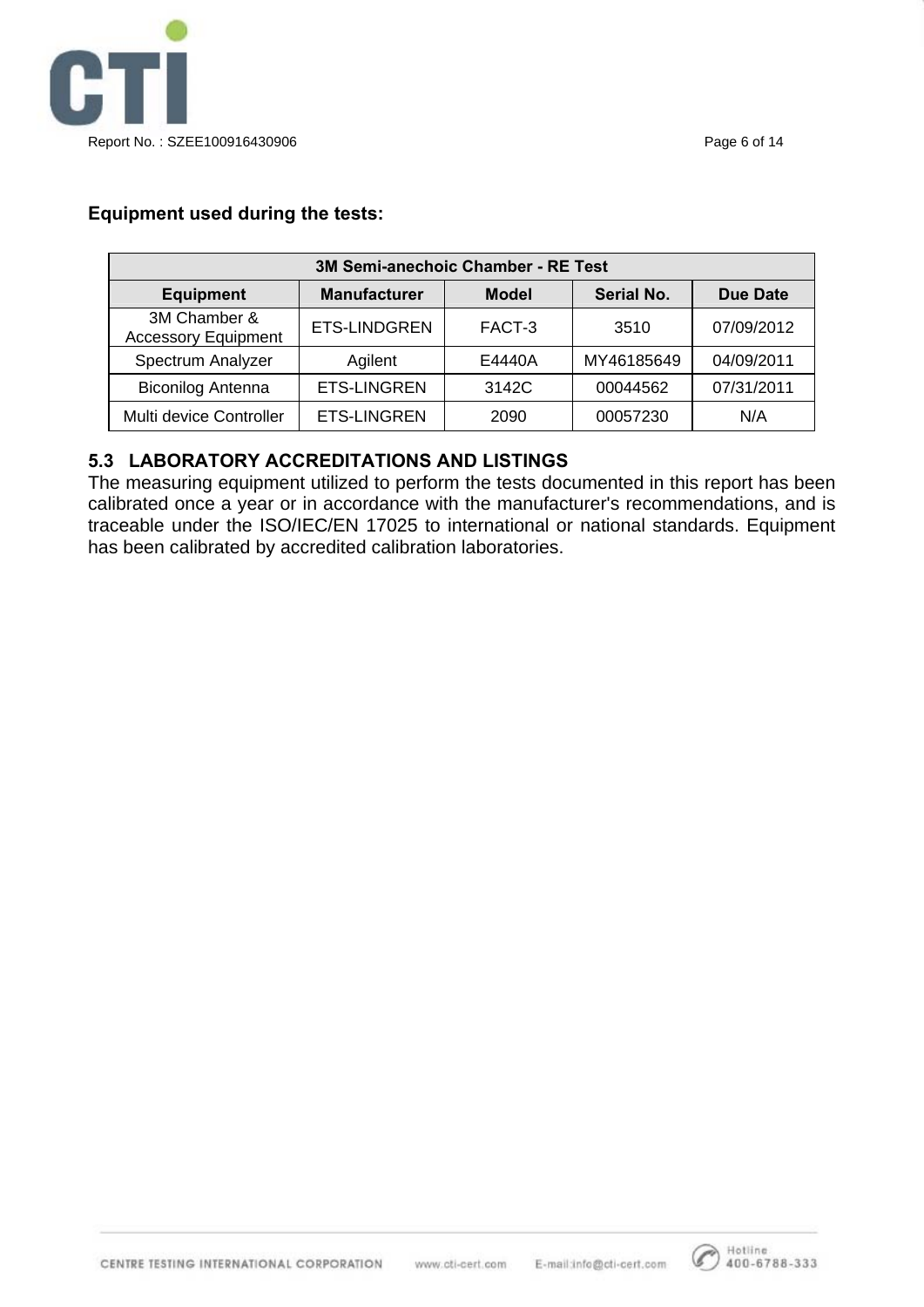**Equipment used during the tests:**

| 3M Semi-anechoic Chamber - RE Test | | | | |
|---|---|---|---|---|
| **Equipment** | **Manufacturer** | **Model** | **Serial No.** | **Due Date** |
| 3M Chamber & Accessory Equipment | ETS-LINDGREN | FACT-3 | 3510 | 07/09/2012 |
| Spectrum Analyzer | Agilent | E4440A | MY46185649 | 04/09/2011 |
| Biconilog Antenna | ETS-LINGREN | 3142C | 00044562 | 07/31/2011 |
| Multi device Controller | ETS-LINGREN | 2090 | 00057230 | N/A |

### 5.3 LABORATORY ACCREDITATIONS AND LISTINGS

The measuring equipment utilized to perform the tests documented in this report has been calibrated once a year or in accordance with the manufacturer's recommendations, and is traceable under the ISO/IEC/EN 17025 to international or national standards. Equipment has been calibrated by accredited calibration laboratories.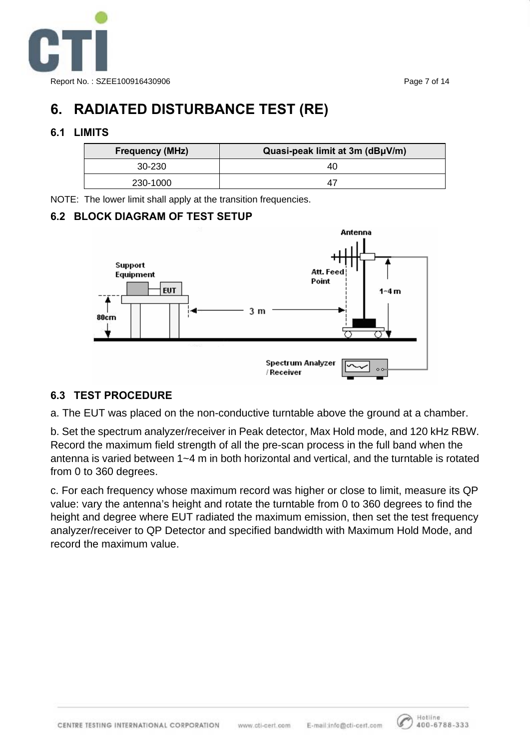# 6. RADIATED DISTURBANCE TEST (RE)

## 6.1 LIMITS

| Frequency (MHz) | Quasi-peak limit at 3m (dBμV/m) |
|---|---|
| 30-230 | 40 |
| 230-1000 | 47 |

NOTE: The lower limit shall apply at the transition frequencies.

## 6.2 BLOCK DIAGRAM OF TEST SETUP

## 6.3 TEST PROCEDURE

a. The EUT was placed on the non-conductive turntable above the ground at a chamber.

b. Set the spectrum analyzer/receiver in Peak detector, Max Hold mode, and 120 kHz RBW. Record the maximum field strength of all the pre-scan process in the full band when the antenna is varied between 1~4 m in both horizontal and vertical, and the turntable is rotated from 0 to 360 degrees.

c. For each frequency whose maximum record was higher or close to limit, measure its QP value: vary the antenna's height and rotate the turntable from 0 to 360 degrees to find the height and degree where EUT radiated the maximum emission, then set the test frequency analyzer/receiver to QP Detector and specified bandwidth with Maximum Hold Mode, and record the maximum value.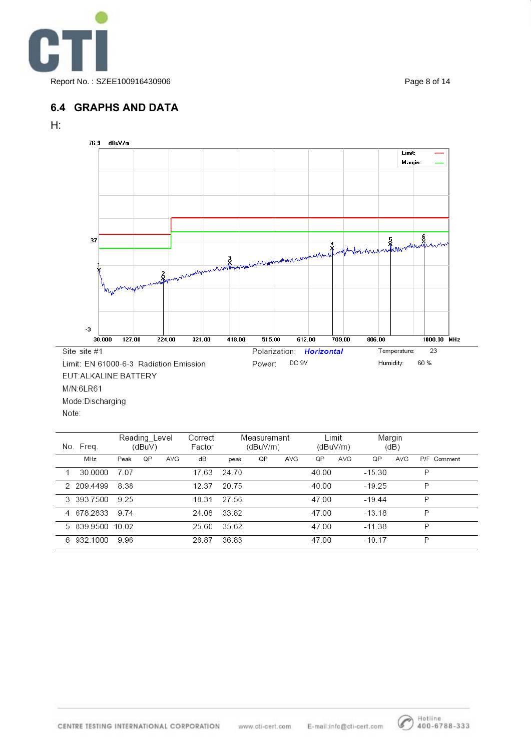## 6.4 GRAPHS AND DATA

H:

Site site #1

Limit: EN 61000-6-3 Radiation Emission

EUT:ALKALINE BATTERY

M/N:6LR61

Mode:Discharging

Note:

Polarization: ***Horizontal***

Power: DC 9V

Temperature: 23

Humidity: 60 %

| No. | Freq. | Reading_Level (dBuV) | | | Correct Factor | Measurement (dBuV/m) | | | Limit (dBuV/m) | | Margin (dB) | | | |
|---|---|---|---|---|---|---|---|---|---|---|---|---|---|---|
| | MHz | Peak | QP | AVG | dB | peak | QP | AVG | QP | AVG | QP | AVG | P/F | Comment |
| 1 | 30.0000 | 7.07 | | | 17.63 | 24.70 | | | 40.00 | | -15.30 | | P | |
| 2 | 209.4499 | 8.38 | | | 12.37 | 20.75 | | | 40.00 | | -19.25 | | P | |
| 3 | 393.7500 | 9.25 | | | 18.31 | 27.56 | | | 47.00 | | -19.44 | | P | |
| 4 | 678.2833 | 9.74 | | | 24.08 | 33.82 | | | 47.00 | | -13.18 | | P | |
| 5 | 839.9500 | 10.02 | | | 25.60 | 35.62 | | | 47.00 | | -11.38 | | P | |
| 6 | 932.1000 | 9.96 | | | 26.87 | 36.83 | | | 47.00 | | -10.17 | | P | |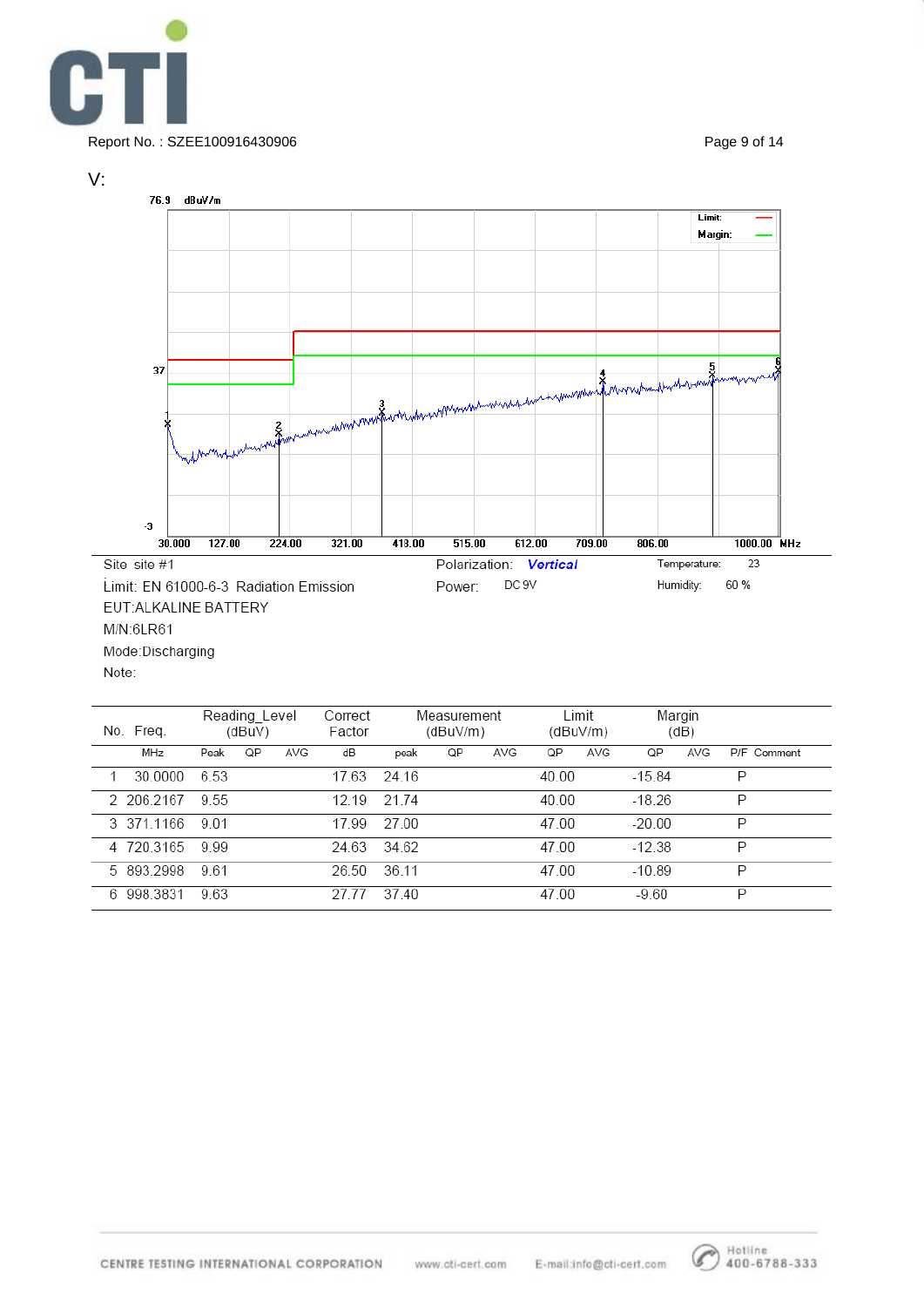Report No. : SZEE100916430906

V:

Site site #1 | Polarization: *Vertical* | Temperature: 23

Limit: EN 61000-6-3 Radiation Emission | Power: DC 9V | Humidity: 60 %

EUT:ALKALINE BATTERY

M/N:6LR61

Mode:Discharging

Note:

| No. | Freq. | Reading_Level (dBuV) | | | Correct Factor | Measurement (dBuV/m) | | | Limit (dBuV/m) | | Margin (dB) | | | |
|---|---|---|---|---|---|---|---|---|---|---|---|---|---|---|
| | MHz | Peak | QP | AVG | dB | peak | QP | AVG | QP | AVG | QP | AVG | P/F | Comment |
| 1 | 30.0000 | 6.53 | | | 17.63 | 24.16 | | | 40.00 | | -15.84 | | P | |
| 2 | 206.2167 | 9.55 | | | 12.19 | 21.74 | | | 40.00 | | -18.26 | | P | |
| 3 | 371.1166 | 9.01 | | | 17.99 | 27.00 | | | 47.00 | | -20.00 | | P | |
| 4 | 720.3165 | 9.99 | | | 24.63 | 34.62 | | | 47.00 | | -12.38 | | P | |
| 5 | 893.2998 | 9.61 | | | 26.50 | 36.11 | | | 47.00 | | -10.89 | | P | |
| 6 | 998.3831 | 9.63 | | | 27.77 | 37.40 | | | 47.00 | | -9.60 | | P | |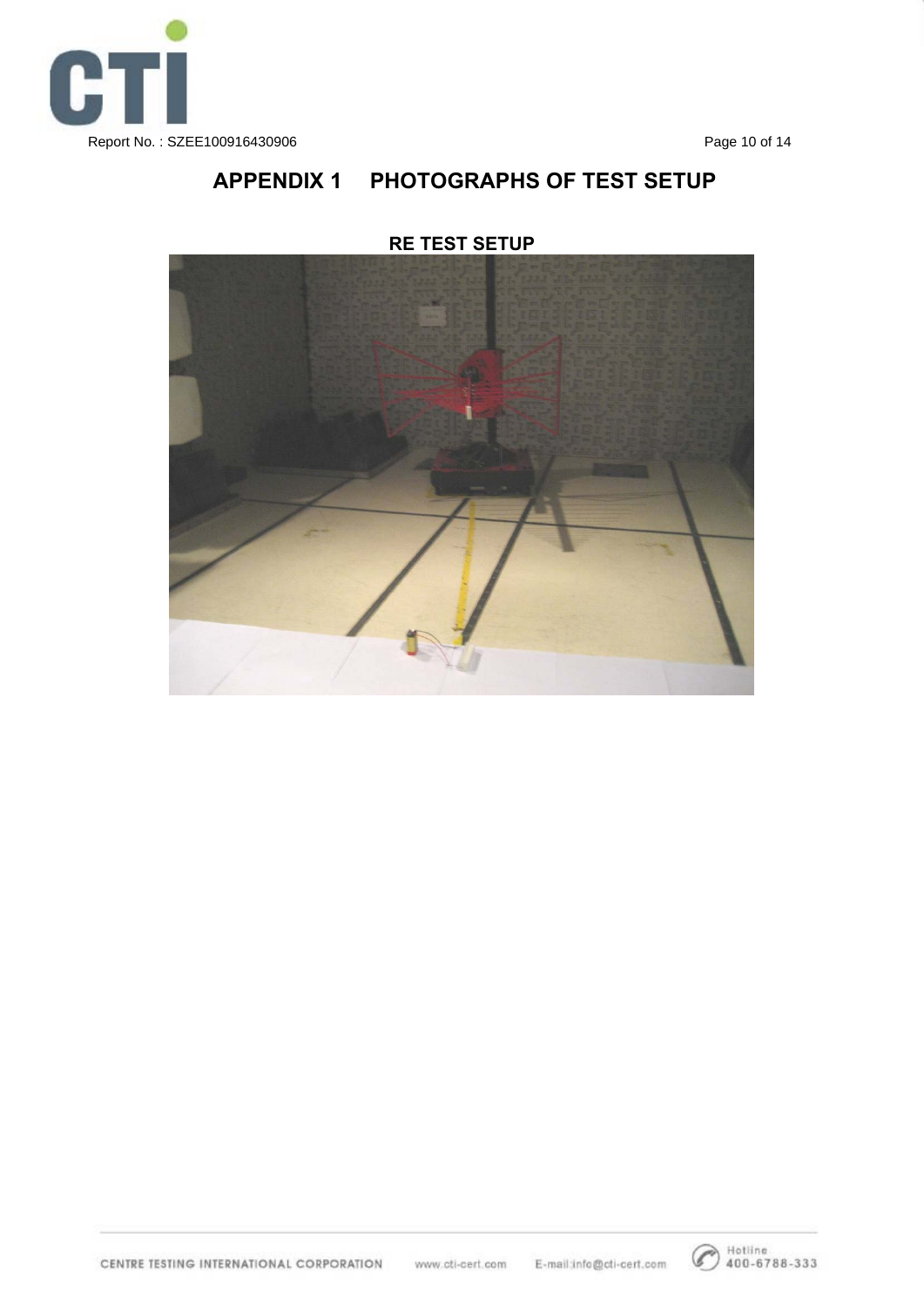# APPENDIX 1 PHOTOGRAPHS OF TEST SETUP

**RE TEST SETUP**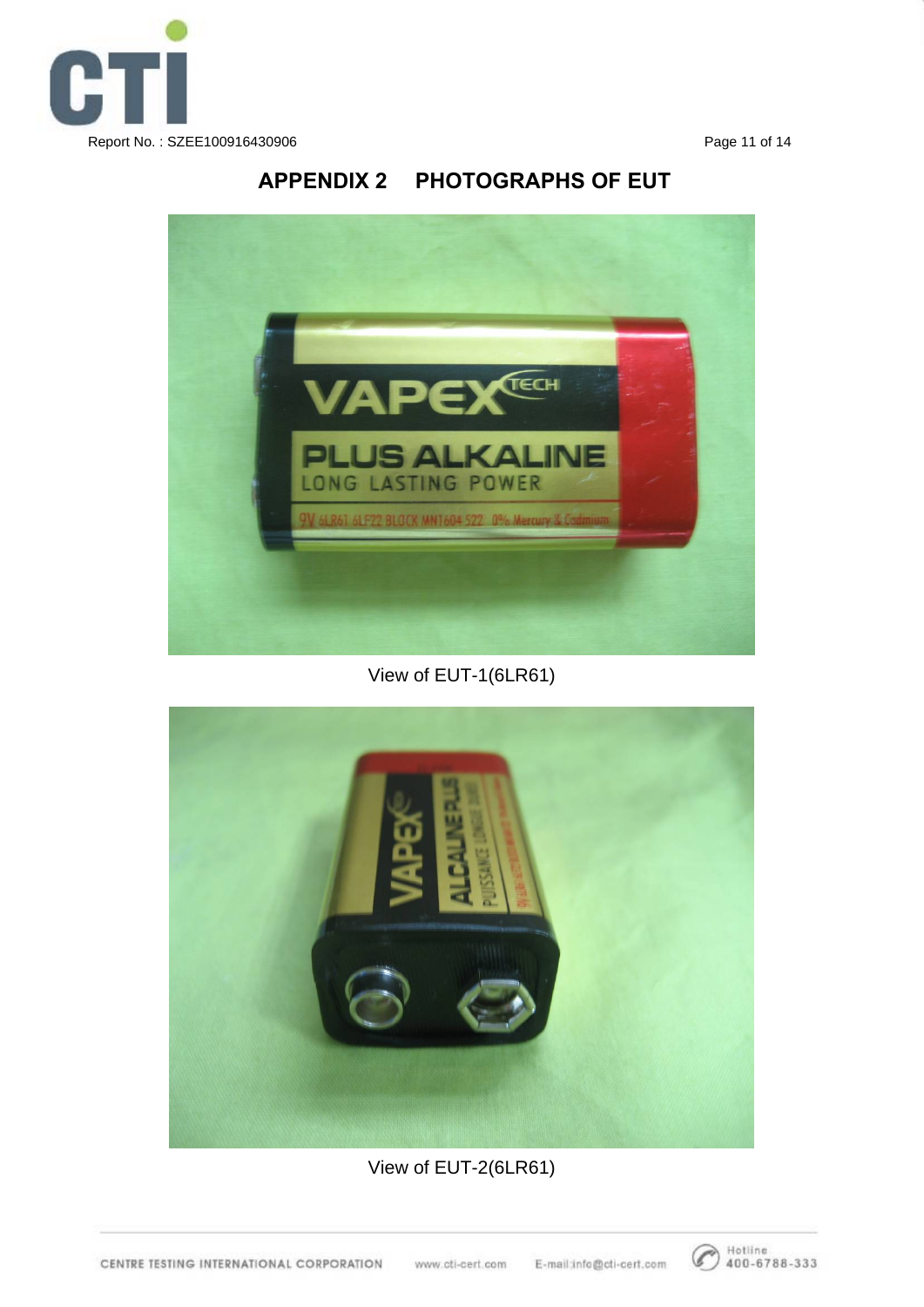## APPENDIX 2 PHOTOGRAPHS OF EUT

View of EUT-1(6LR61)

View of EUT-2(6LR61)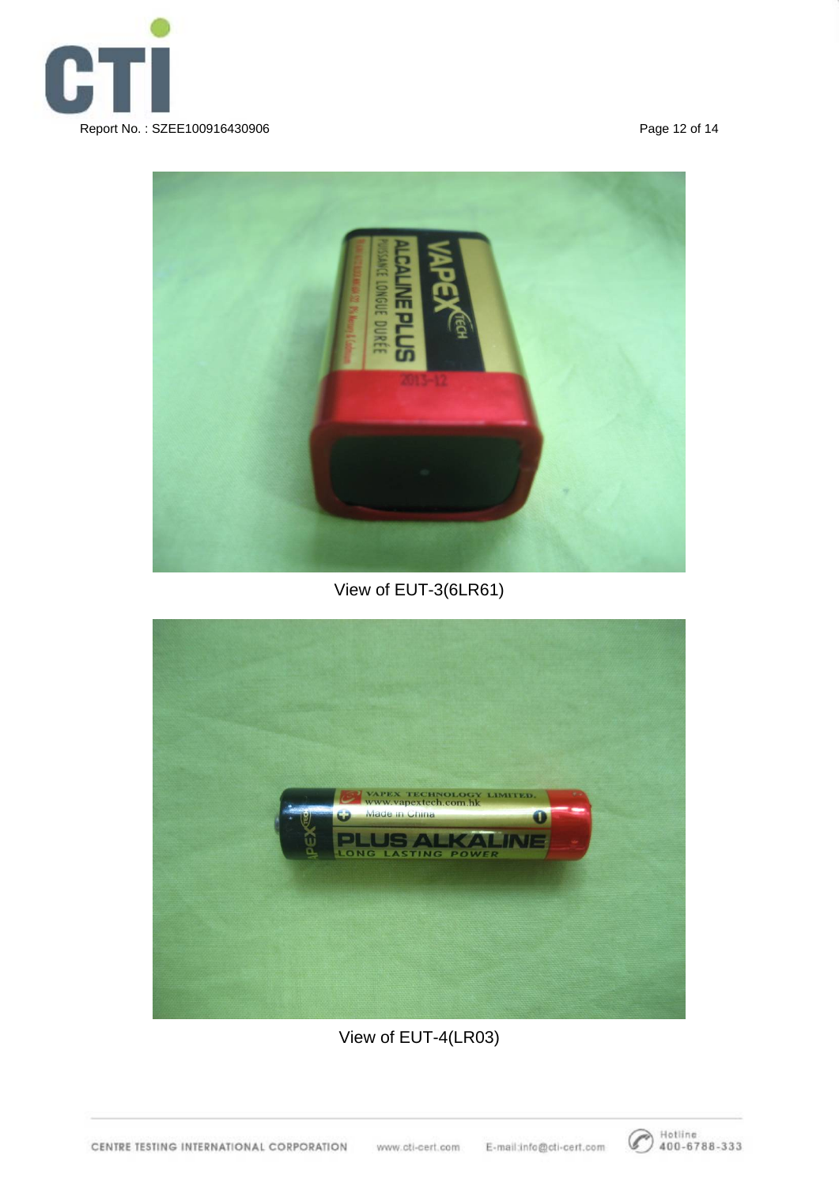View of EUT-3(6LR61)

View of EUT-4(LR03)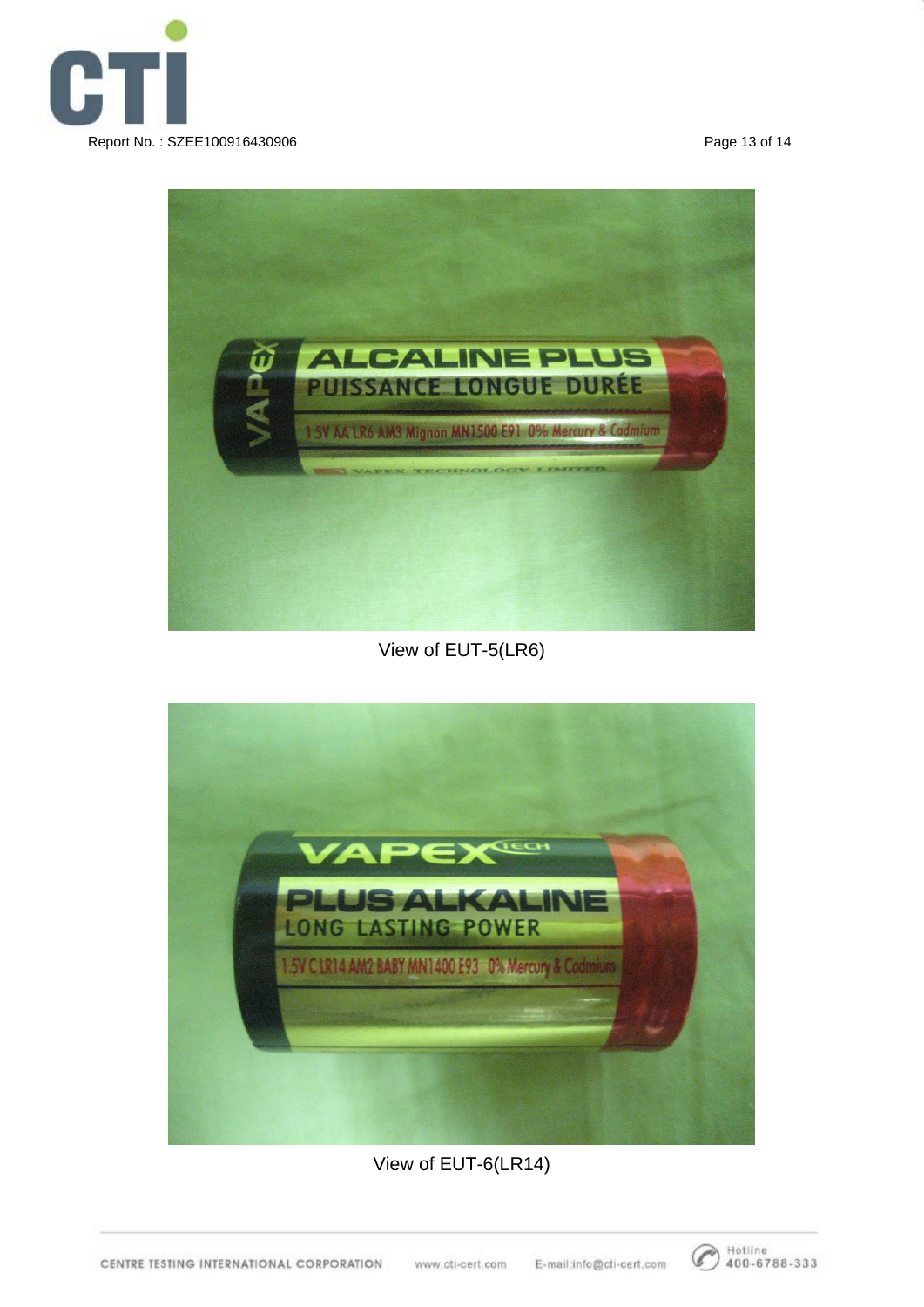View of EUT-5(LR6)

View of EUT-6(LR14)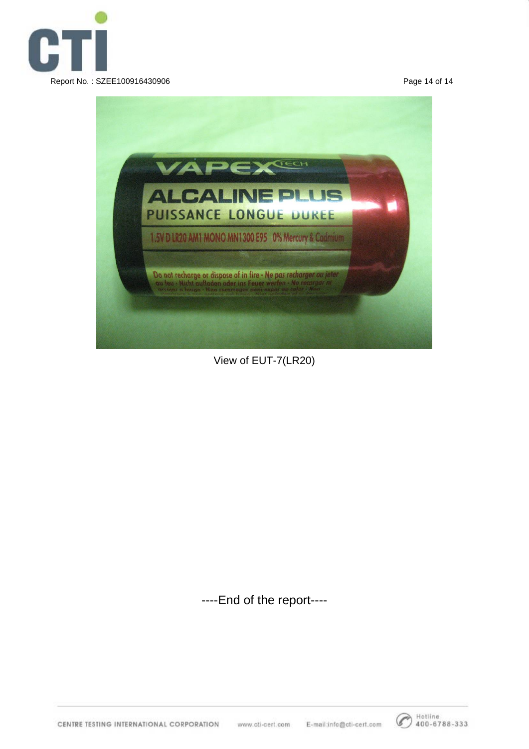View of EUT-7(LR20)

----End of the report----